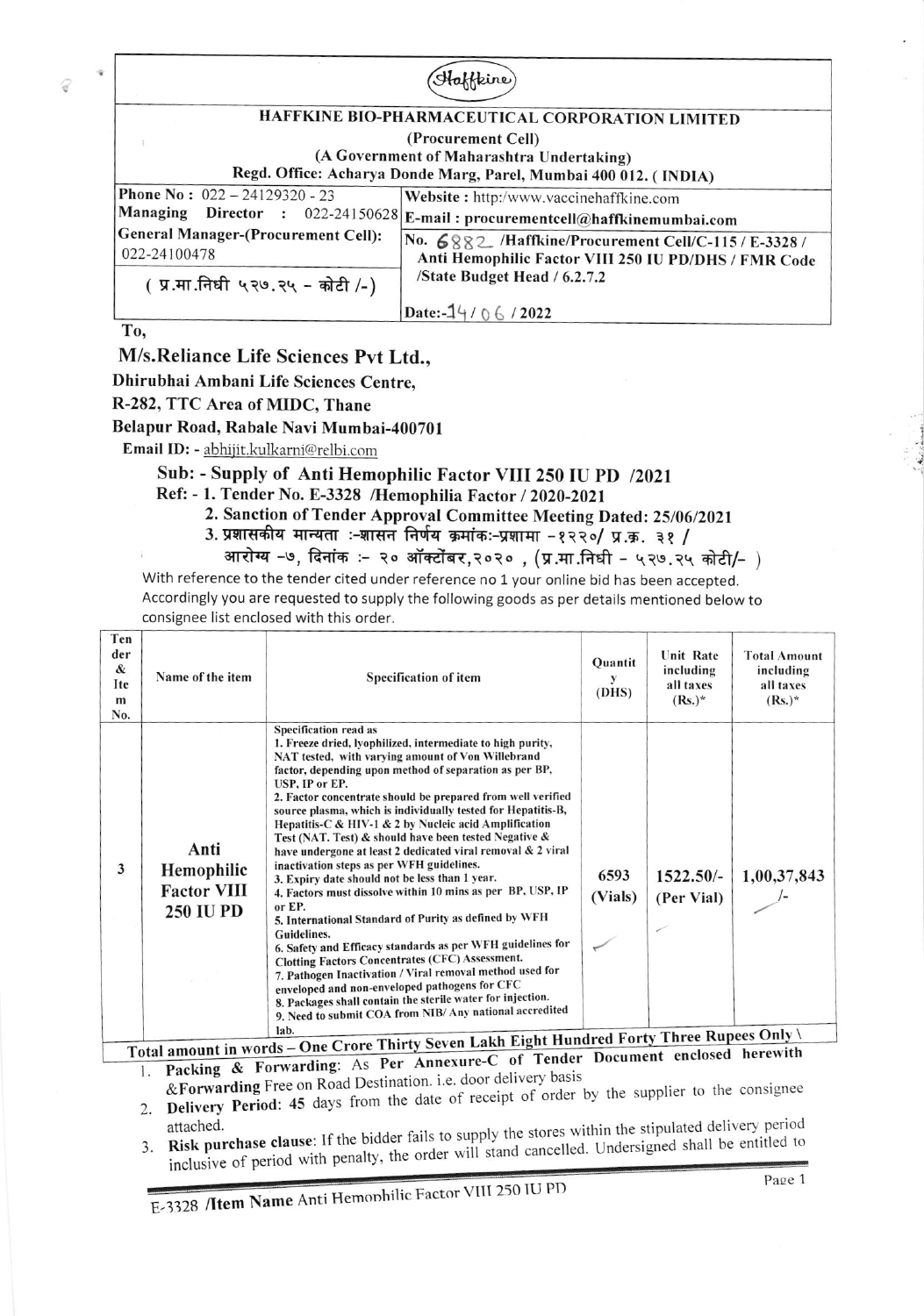Haffkine

**HAFFKINE BIO-PHARMACEUTICAL CORPORATION LIMITED**

**(Procurement Cell)**

**(A Government of Maharashtra Undertaking)**

**Regd. Office: Acharya Donde Marg, Parel, Mumbai 400 012. ( INDIA)**

| | |
|---|---|
| **Phone No :** 022 – 24129320 - 23<br>**Managing Director :** 022-24150628 | **Website :** http:/www.vaccinehaffkine.com<br>**E-mail : procurementcell@haffkinemumbai.com** |
| **General Manager-(Procurement Cell):** 022-24100478 | **No.** 6882 **/Haffkine/Procurement Cell/C-115 / E-3328 / Anti Hemophilic Factor VIII 250 IU PD/DHS / FMR Code /State Budget Head / 6.2.7.2** |
| ( प्र.मा.निधी ५२७.२५ – कोटी /-) | **Date:-**14 / 06 **/ 2022** |

**To,**

## M/s.Reliance Life Sciences Pvt Ltd.,

**Dhirubhai Ambani Life Sciences Centre,**

**R-282, TTC Area of MIDC, Thane**

**Belapur Road, Rabale Navi Mumbai-400701**

**Email ID:** - abhijit.kulkarni@relbi.com

**Sub: - Supply of Anti Hemophilic Factor VIII 250 IU PD /2021**

**Ref: - 1. Tender No. E-3328 /Hemophilia Factor / 2020-2021**

**2. Sanction of Tender Approval Committee Meeting Dated: 25/06/2021**

**3. प्रशासकीय मान्यता :-शासन निर्णय क्रमांकः-प्रशामा -१२२०/ प्र.क्र. ३१ / आरोग्य -७, दिनांक :- २० ऑक्टोंबर,२०२० , (प्र.मा.निधी - ५२७.२५ कोटी/- )**

With reference to the tender cited under reference no 1 your online bid has been accepted. Accordingly you are requested to supply the following goods as per details mentioned below to consignee list enclosed with this order.

| Tender & Item No. | Name of the item | Specification of item | Quantity (DHS) | Unit Rate including all taxes (Rs.)* | Total Amount including all taxes (Rs.)* |
|---|---|---|---|---|---|
| 3 | Anti Hemophilic Factor VIII 250 IU PD | Specification read as<br>1. Freeze dried, lyophilized, intermediate to high purity, NAT tested, with varying amount of Von Willebrand factor, depending upon method of separation as per BP, USP, IP or EP.<br>2. Factor concentrate should be prepared from well verified source plasma, which is individually tested for Hepatitis-B, Hepatitis-C & HIV-1 & 2 by Nucleic acid Amplification Test (NAT. Test) & should have been tested Negative & have undergone at least 2 dedicated viral removal & 2 viral inactivation steps as per WFH guidelines.<br>3. Expiry date should not be less than 1 year.<br>4. Factors must dissolve within 10 mins as per BP, USP, IP or EP.<br>5. International Standard of Purity as defined by WFH Guidelines.<br>6. Safety and Efficacy standards as per WFH guidelines for Clotting Factors Concentrates (CFC) Assessment.<br>7. Pathogen Inactivation / Viral removal method used for enveloped and non-enveloped pathogens for CFC<br>8. Packages shall contain the sterile water for injection.<br>9. Need to submit COA from NIB/ Any national accredited lab. | 6593 (Vials) | 1522.50/- (Per Vial) | 1,00,37,843 /- |

**Total amount in words – One Crore Thirty Seven Lakh Eight Hundred Forty Three Rupees Only \**

1. **Packing & Forwarding**: As Per Annexure-C of Tender Document enclosed herewith &Forwarding Free on Road Destination. i.e. door delivery basis
2. **Delivery Period**: 45 days from the date of receipt of order by the supplier to the consignee attached.
3. **Risk purchase clause**: If the bidder fails to supply the stores within the stipulated delivery period inclusive of period with penalty, the order will stand cancelled. Undersigned shall be entitled to

E-3328 /**Item Name** Anti Hemophilic Factor VIII 250 IU PD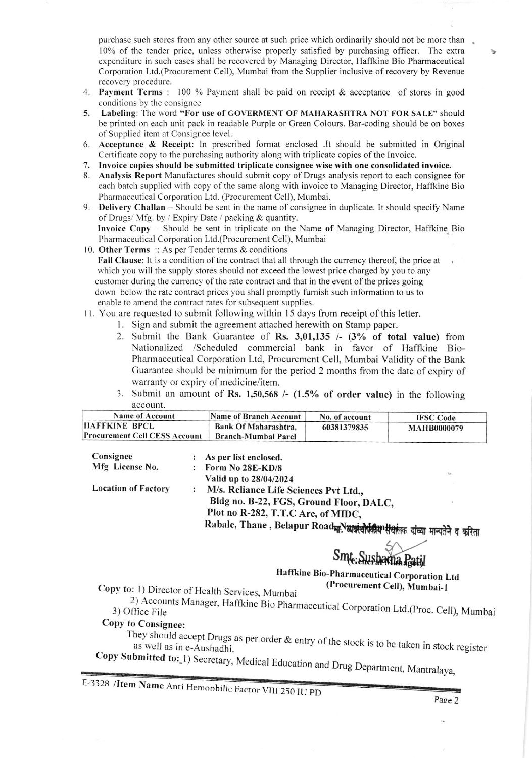purchase such stores from any other source at such price which ordinarily should not be more than 10% of the tender price, unless otherwise properly satisfied by purchasing officer. The extra expenditure in such cases shall be recovered by Managing Director, Haffkine Bio Pharmaceutical Corporation Ltd.(Procurement Cell), Mumbai from the Supplier inclusive of recovery by Revenue recovery procedure.

4. **Payment Terms** : 100 % Payment shall be paid on receipt & acceptance of stores in good conditions by the consignee
5. **Labeling**: The word **"For use of GOVERMENT OF MAHARASHTRA NOT FOR SALE"** should be printed on each unit pack in readable Purple or Green Colours. Bar-coding should be on boxes of Supplied item at Consignee level.
6. **Acceptance & Receipt**: In prescribed format enclosed .It should be submitted in Original Certificate copy to the purchasing authority along with triplicate copies of the Invoice.
7. **Invoice copies should be submitted triplicate consignee wise with one consolidated invoice.**
8. **Analysis Report** Manufactures should submit copy of Drugs analysis report to each consignee for each batch supplied with copy of the same along with invoice to Managing Director, Haffkine Bio Pharmaceutical Corporation Ltd. (Procurement Cell), Mumbai.
9. **Delivery Challan** – Should be sent in the name of consignee in duplicate. It should specify Name of Drugs/ Mfg. by / Expiry Date / packing & quantity.
   **Invoice Copy** – Should be sent in triplicate on the Name **of** Managing Director, Haffkine Bio Pharmaceutical Corporation Ltd.(Procurement Cell), Mumbai
10. **Other Terms** :: As per Tender terms & conditions
    **Fall Clause**: It is a condition of the contract that all through the currency thereof, the price at which you will the supply stores should not exceed the lowest price charged by you to any customer during the currency of the rate contract and that in the event of the prices going down below the rate contract prices you shall promptly furnish such information to us to enable to amend the contract rates for subsequent supplies.
11. You are requested to submit following within 15 days from receipt of this letter.
    1. Sign and submit the agreement attached herewith on Stamp paper.
    2. Submit the Bank Guarantee of **Rs. 3,01,135 /- (3% of total value)** from Nationalized /Scheduled commercial bank in favor of Haffkine Bio-Pharmaceutical Corporation Ltd, Procurement Cell, Mumbai Validity of the Bank Guarantee should be minimum for the period 2 months from the date of expiry of warranty or expiry of medicine/item.
    3. Submit an amount of **Rs. 1,50,568 /- (1.5% of order value)** in the following account.

| Name of Account | Name of Branch Account | No. of account | IFSC Code |
|---|---|---|---|
| **HAFFKINE BPCL Procurement Cell CESS Account** | **Bank Of Maharashtra, Branch-Mumbai Parel** | **60381379835** | **MAHB0000079** |

**Consignee** : **As per list enclosed.**

**Mfg License No.** : **Form No 28E-KD/8**
**Valid up to 28/04/2024**

**Location of Factory** : **M/s. Reliance Life Sciences Pvt Ltd.,**
**Bldg no. B-22, FGS, Ground Floor, DALC,**
**Plot no R-282, T.T.C Are, of MIDC,**
**Rabale, Thane , Belapur Road, Navi Mumbai**

मा. व्यवस्थापकीय संचालक यांच्या मान्यतेने व करिता

Smt. Sushama Patil
(General Manager)
**Haffkine Bio-Pharmaceutical Corporation Ltd**
**(Procurement Cell), Mumbai-1**

Copy to: 1) Director of Health Services, Mumbai
2) Accounts Manager, Haffkine Bio Pharmaceutical Corporation Ltd.(Proc. Cell), Mumbai
3) Office File

**Copy to Consignee:**
They should accept Drugs as per order & entry of the stock is to be taken in stock register as well as in e-Aushadhi.

**Copy Submitted to:** 1) Secretary, Medical Education and Drug Department, Mantralaya,

E-3328 /**Item Name** Anti Hemophilic Factor VIII 250 IU PD